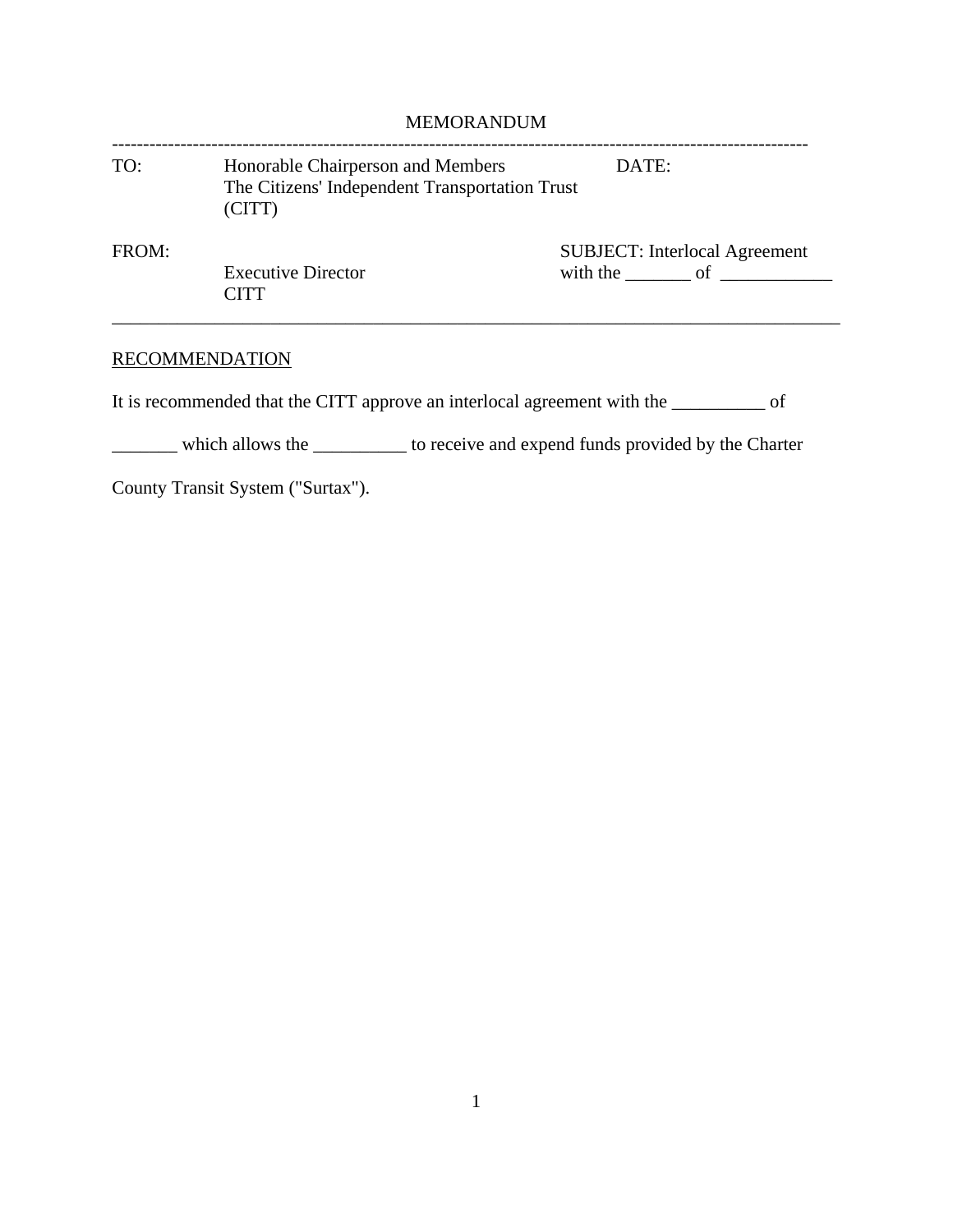MEMORANDUM

---

| | | |
|---|---|---|
| TO: | Honorable Chairperson and Members<br>The Citizens' Independent Transportation Trust (CITT) | DATE: |
| FROM: | Executive Director<br>CITT | SUBJECT: Interlocal Agreement with the _______ of ____________ |

---

RECOMMENDATION

It is recommended that the CITT approve an interlocal agreement with the __________ of _______ which allows the __________ to receive and expend funds provided by the Charter County Transit System ("Surtax").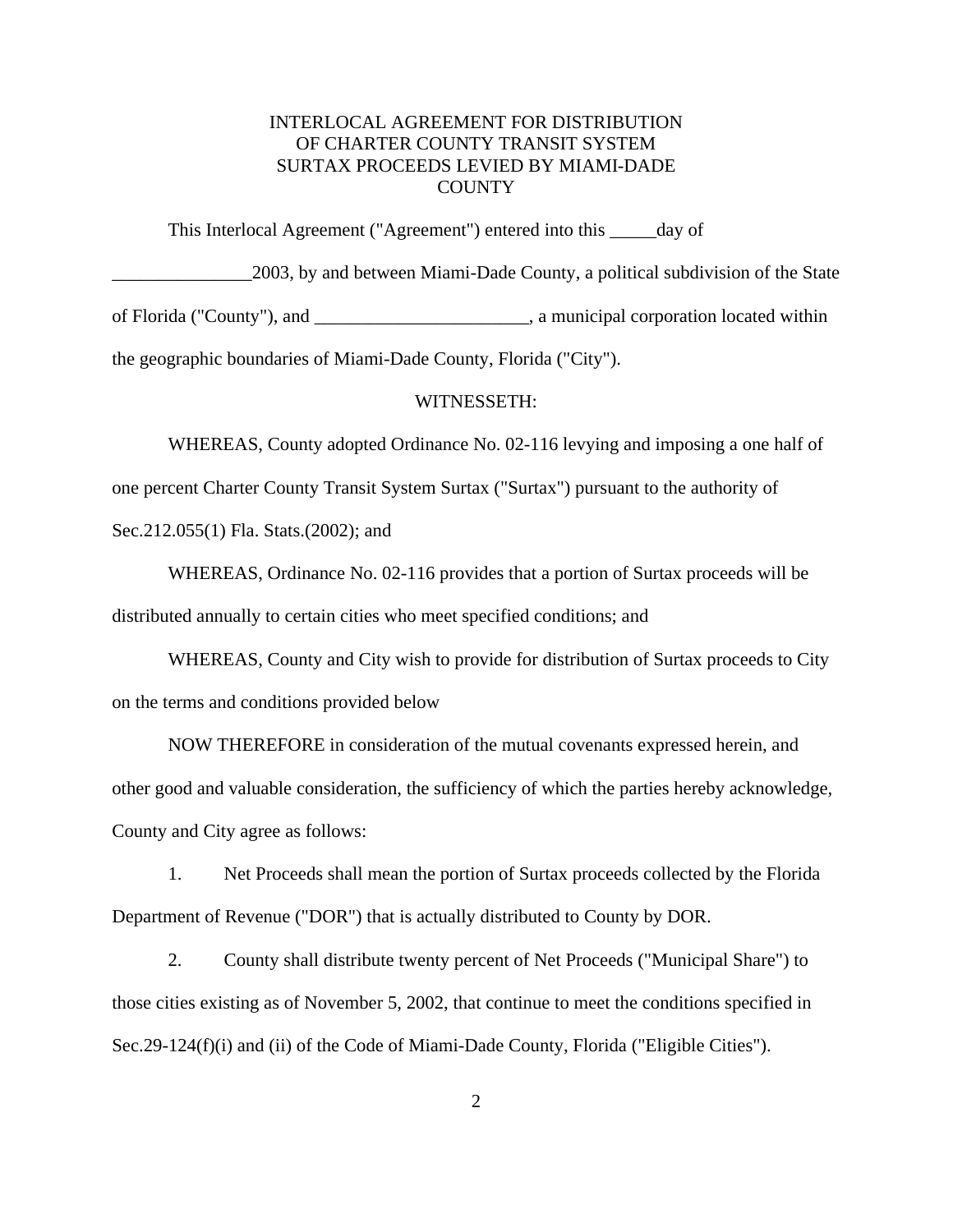# INTERLOCAL AGREEMENT FOR DISTRIBUTION OF CHARTER COUNTY TRANSIT SYSTEM SURTAX PROCEEDS LEVIED BY MIAMI-DADE COUNTY

This Interlocal Agreement ("Agreement") entered into this _____day of _______________2003, by and between Miami-Dade County, a political subdivision of the State of Florida ("County"), and _______________________, a municipal corporation located within the geographic boundaries of Miami-Dade County, Florida ("City").

WITNESSETH:

WHEREAS, County adopted Ordinance No. 02-116 levying and imposing a one half of one percent Charter County Transit System Surtax ("Surtax") pursuant to the authority of Sec.212.055(1) Fla. Stats.(2002); and

WHEREAS, Ordinance No. 02-116 provides that a portion of Surtax proceeds will be distributed annually to certain cities who meet specified conditions; and

WHEREAS, County and City wish to provide for distribution of Surtax proceeds to City on the terms and conditions provided below

NOW THEREFORE in consideration of the mutual covenants expressed herein, and other good and valuable consideration, the sufficiency of which the parties hereby acknowledge, County and City agree as follows:

1. Net Proceeds shall mean the portion of Surtax proceeds collected by the Florida Department of Revenue ("DOR") that is actually distributed to County by DOR.

2. County shall distribute twenty percent of Net Proceeds ("Municipal Share") to those cities existing as of November 5, 2002, that continue to meet the conditions specified in Sec.29-124(f)(i) and (ii) of the Code of Miami-Dade County, Florida ("Eligible Cities").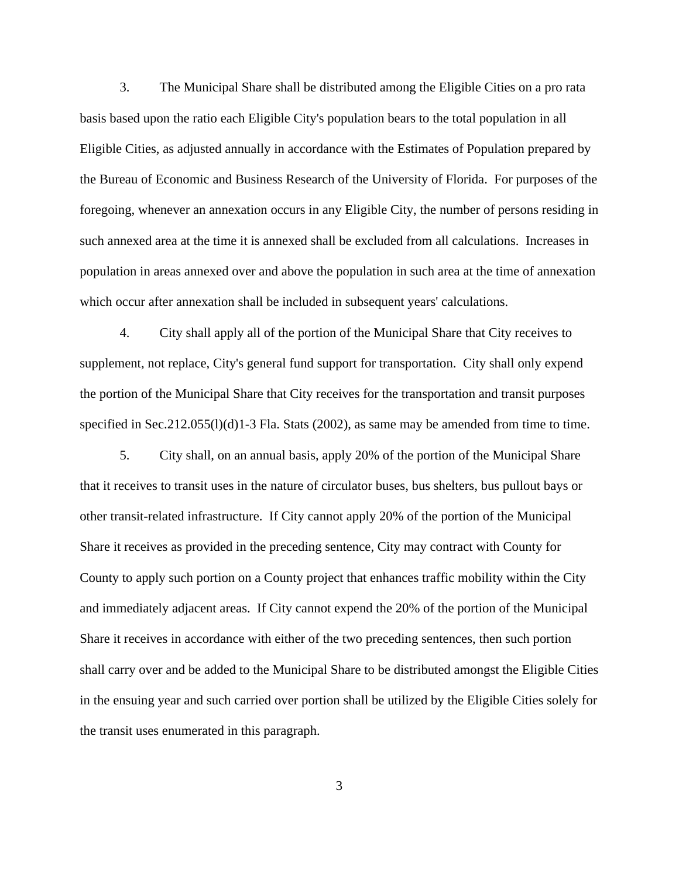3. The Municipal Share shall be distributed among the Eligible Cities on a pro rata basis based upon the ratio each Eligible City's population bears to the total population in all Eligible Cities, as adjusted annually in accordance with the Estimates of Population prepared by the Bureau of Economic and Business Research of the University of Florida. For purposes of the foregoing, whenever an annexation occurs in any Eligible City, the number of persons residing in such annexed area at the time it is annexed shall be excluded from all calculations. Increases in population in areas annexed over and above the population in such area at the time of annexation which occur after annexation shall be included in subsequent years' calculations.

4. City shall apply all of the portion of the Municipal Share that City receives to supplement, not replace, City's general fund support for transportation. City shall only expend the portion of the Municipal Share that City receives for the transportation and transit purposes specified in Sec.212.055(l)(d)1-3 Fla. Stats (2002), as same may be amended from time to time.

5. City shall, on an annual basis, apply 20% of the portion of the Municipal Share that it receives to transit uses in the nature of circulator buses, bus shelters, bus pullout bays or other transit-related infrastructure. If City cannot apply 20% of the portion of the Municipal Share it receives as provided in the preceding sentence, City may contract with County for County to apply such portion on a County project that enhances traffic mobility within the City and immediately adjacent areas. If City cannot expend the 20% of the portion of the Municipal Share it receives in accordance with either of the two preceding sentences, then such portion shall carry over and be added to the Municipal Share to be distributed amongst the Eligible Cities in the ensuing year and such carried over portion shall be utilized by the Eligible Cities solely for the transit uses enumerated in this paragraph.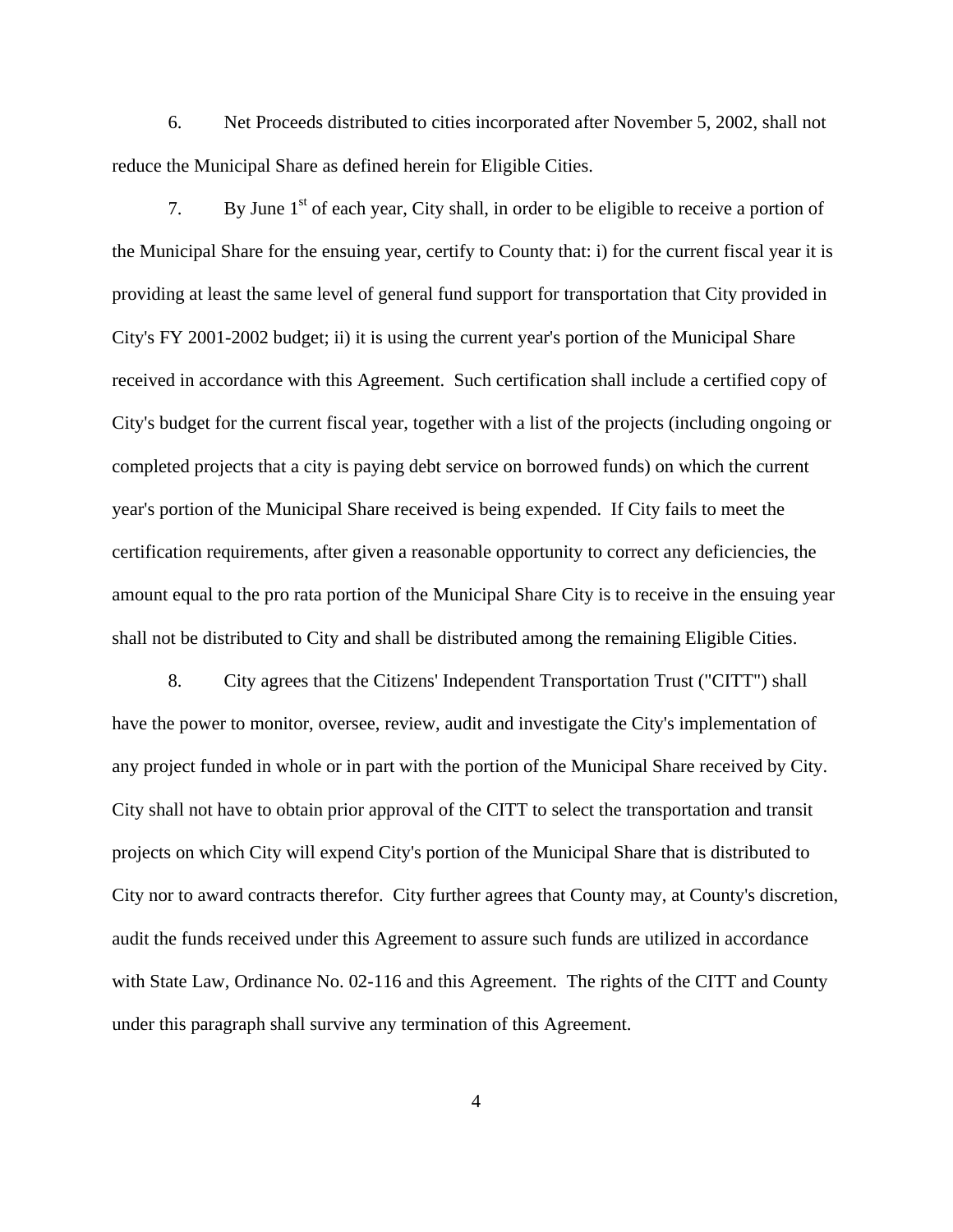6. Net Proceeds distributed to cities incorporated after November 5, 2002, shall not reduce the Municipal Share as defined herein for Eligible Cities.

7. By June 1st of each year, City shall, in order to be eligible to receive a portion of the Municipal Share for the ensuing year, certify to County that: i) for the current fiscal year it is providing at least the same level of general fund support for transportation that City provided in City's FY 2001-2002 budget; ii) it is using the current year's portion of the Municipal Share received in accordance with this Agreement. Such certification shall include a certified copy of City's budget for the current fiscal year, together with a list of the projects (including ongoing or completed projects that a city is paying debt service on borrowed funds) on which the current year's portion of the Municipal Share received is being expended. If City fails to meet the certification requirements, after given a reasonable opportunity to correct any deficiencies, the amount equal to the pro rata portion of the Municipal Share City is to receive in the ensuing year shall not be distributed to City and shall be distributed among the remaining Eligible Cities.

8. City agrees that the Citizens' Independent Transportation Trust ("CITT") shall have the power to monitor, oversee, review, audit and investigate the City's implementation of any project funded in whole or in part with the portion of the Municipal Share received by City. City shall not have to obtain prior approval of the CITT to select the transportation and transit projects on which City will expend City's portion of the Municipal Share that is distributed to City nor to award contracts therefor. City further agrees that County may, at County's discretion, audit the funds received under this Agreement to assure such funds are utilized in accordance with State Law, Ordinance No. 02-116 and this Agreement. The rights of the CITT and County under this paragraph shall survive any termination of this Agreement.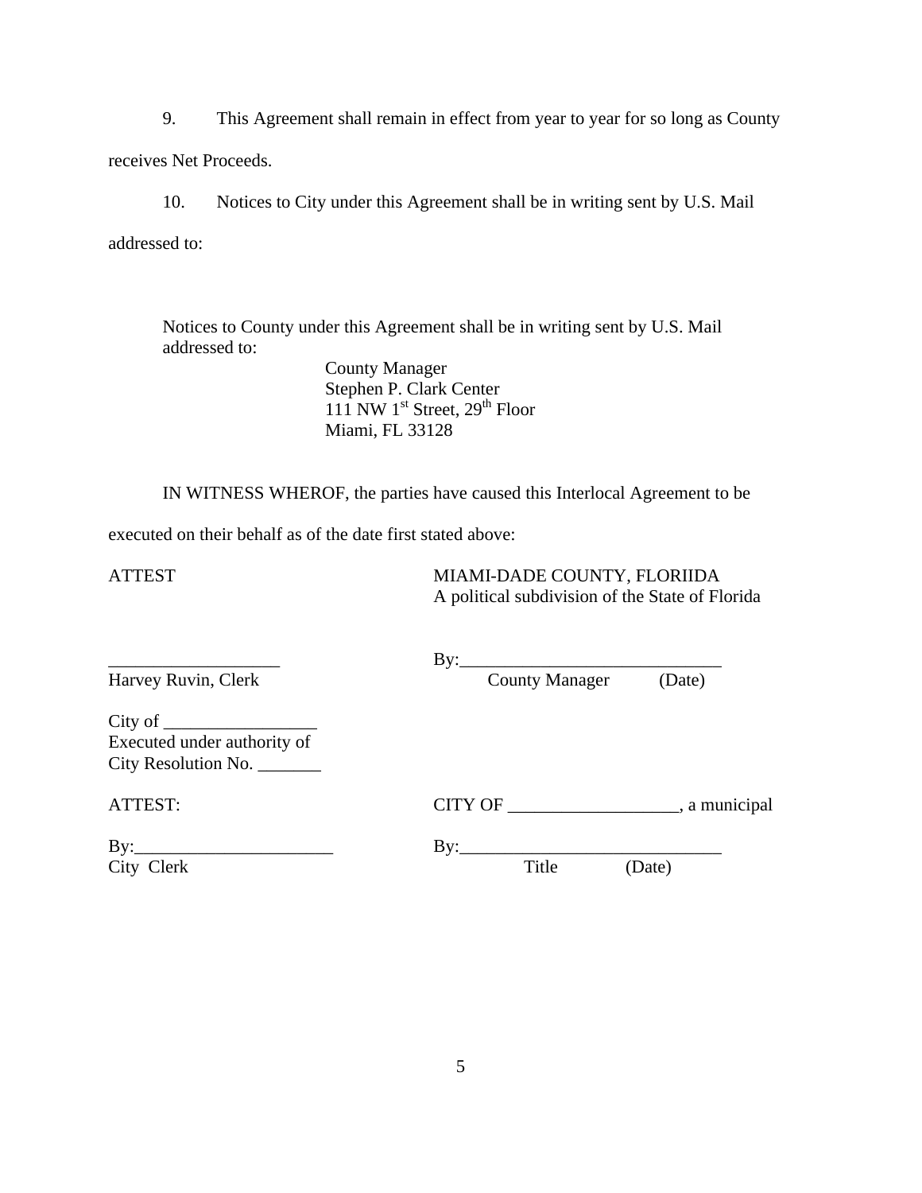9. This Agreement shall remain in effect from year to year for so long as County receives Net Proceeds.

10. Notices to City under this Agreement shall be in writing sent by U.S. Mail addressed to:

Notices to County under this Agreement shall be in writing sent by U.S. Mail addressed to:

County Manager
Stephen P. Clark Center
111 NW 1st Street, 29th Floor
Miami, FL 33128

IN WITNESS WHEROF, the parties have caused this Interlocal Agreement to be executed on their behalf as of the date first stated above:

ATTEST

MIAMI-DADE COUNTY, FLORIIDA
A political subdivision of the State of Florida

___________________
Harvey Ruvin, Clerk

By:_____________________________
County Manager (Date)

City of _________________
Executed under authority of
City Resolution No. _______

ATTEST:

CITY OF ___________________, a municipal

By:______________________
City Clerk

By:_____________________________
Title (Date)